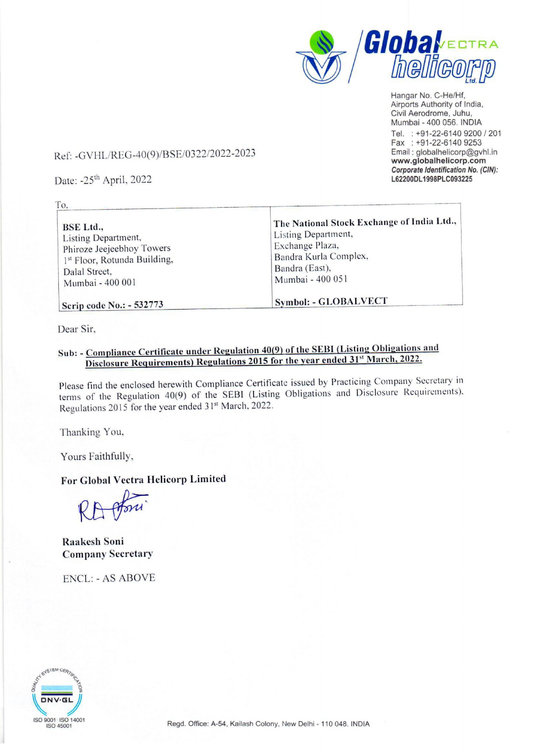Hangar No. C-He/Hf,
Airports Authority of India,
Civil Aerodrome, Juhu,
Mumbai - 400 056. INDIA
Tel. : +91-22-6140 9200 / 201
Fax : +91-22-6140 9253
Email : globalhelicorp@gvhl.in
**www.globalhelicorp.com**
***Corporate Identification No. (CIN):***
**L62200DL1998PLC093225**

Ref: -GVHL/REG-40(9)/BSE/0322/2022-2023

Date: -25th April, 2022

To,

| **BSE Ltd.,**<br>Listing Department,<br>Phiroze Jeejeebhoy Towers<br>1st Floor, Rotunda Building,<br>Dalal Street,<br>Mumbai - 400 001 | **The National Stock Exchange of India Ltd.,**<br>Listing Department,<br>Exchange Plaza,<br>Bandra Kurla Complex,<br>Bandra (East),<br>Mumbai - 400 051 |
|---|---|
| **Scrip code No.: - 532773** | **Symbol: - GLOBALVECT** |

Dear Sir,

**Sub: - Compliance Certificate under Regulation 40(9) of the SEBI (Listing Obligations and Disclosure Requirements) Regulations 2015 for the year ended 31st March, 2022.**

Please find the enclosed herewith Compliance Certificate issued by Practicing Company Secretary in terms of the Regulation 40(9) of the SEBI (Listing Obligations and Disclosure Requirements), Regulations 2015 for the year ended 31st March, 2022.

Thanking You,

Yours Faithfully,

**For Global Vectra Helicorp Limited**

**Raakesh Soni**
**Company Secretary**

ENCL: - AS ABOVE

Regd. Office: A-54, Kailash Colony, New Delhi - 110 048. INDIA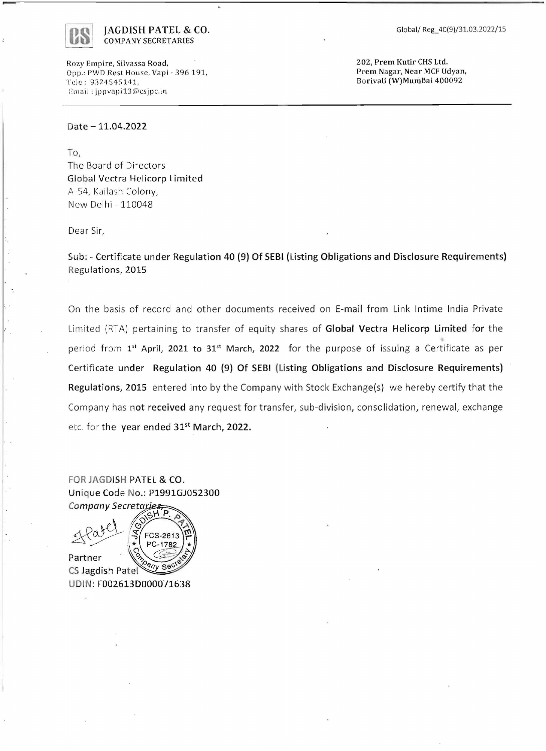**JAGDISH PATEL & CO.**
COMPANY SECRETARIES

Global/ Reg_40(9)/31.03.2022/15

Rozy Empire, Silvassa Road,
Opp.: PWD Rest House, Vapi - 396 191,
Tele : 9324545141,
Email : jppvapi13@csjpc.in

202, Prem Kutir CHS Ltd.
Prem Nagar, Near MCF Udyan,
Borivali (W)Mumbai 400092

Date – 11.04.2022

To,
The Board of Directors
Global Vectra Helicorp Limited
A-54, Kailash Colony,
New Delhi - 110048

Dear Sir,

**Sub: - Certificate under Regulation 40 (9) Of SEBI (Listing Obligations and Disclosure Requirements) Regulations, 2015**

On the basis of record and other documents received on E-mail from Link Intime India Private Limited (RTA) pertaining to transfer of equity shares of **Global Vectra Helicorp Limited** for the period from **1st April, 2021 to 31st March, 2022** for the purpose of issuing a Certificate as per Certificate under **Regulation 40 (9) Of SEBI (Listing Obligations and Disclosure Requirements) Regulations, 2015** entered into by the Company with Stock Exchange(s) we hereby certify that the Company has **not received** any request for transfer, sub-division, consolidation, renewal, exchange etc. for the **year ended 31st March, 2022.**

FOR JAGDISH PATEL & CO.
Unique Code No.: P1991GJ052300
*Company Secretaries*

JAGDISH P. PATEL
FCS-2613
PC-1782
Company Secretary

Partner
CS Jagdish Patel
UDIN: F002613D000071638